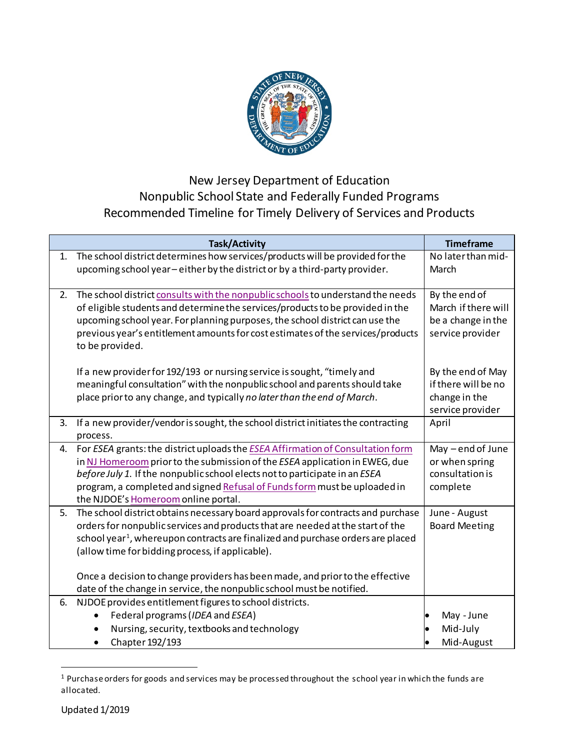# New Jersey Department of Education
## Nonpublic School State and Federally Funded Programs
## Recommended Timeline for Timely Delivery of Services and Products

| Task/Activity | Timeframe |
|---|---|
| 1. The school district determines how services/products will be provided for the upcoming school year – either by the district or by a third-party provider. | No later than mid-March |
| 2. The school district consults with the nonpublic schools to understand the needs of eligible students and determine the services/products to be provided in the upcoming school year. For planning purposes, the school district can use the previous year's entitlement amounts for cost estimates of the services/products to be provided.<br><br>If a new provider for 192/193 or nursing service is sought, "timely and meaningful consultation" with the nonpublic school and parents should take place prior to any change, and typically *no later than the end of March*. | By the end of March if there will be a change in the service provider<br><br>By the end of May if there will be no change in the service provider |
| 3. If a new provider/vendor is sought, the school district initiates the contracting process. | April |
| 4. For *ESEA* grants: the district uploads the *ESEA* Affirmation of Consultation form in NJ Homeroom prior to the submission of the *ESEA* application in EWEG, due *before July 1*. If the nonpublic school elects not to participate in an *ESEA* program, a completed and signed Refusal of Funds form must be uploaded in the NJDOE's Homeroom online portal. | May – end of June or when spring consultation is complete |
| 5. The school district obtains necessary board approvals for contracts and purchase orders for nonpublic services and products that are needed at the start of the school year[1], whereupon contracts are finalized and purchase orders are placed (allow time for bidding process, if applicable).<br><br>Once a decision to change providers has been made, and prior to the effective date of the change in service, the nonpublic school must be notified. | June - August Board Meeting |
| 6. NJDOE provides entitlement figures to school districts.<br>• Federal programs (*IDEA* and *ESEA*)<br>• Nursing, security, textbooks and technology<br>• Chapter 192/193 | <br>• May - June<br>• Mid-July<br>• Mid-August |

[1] Purchase orders for goods and services may be processed throughout the school year in which the funds are allocated.

Updated 1/2019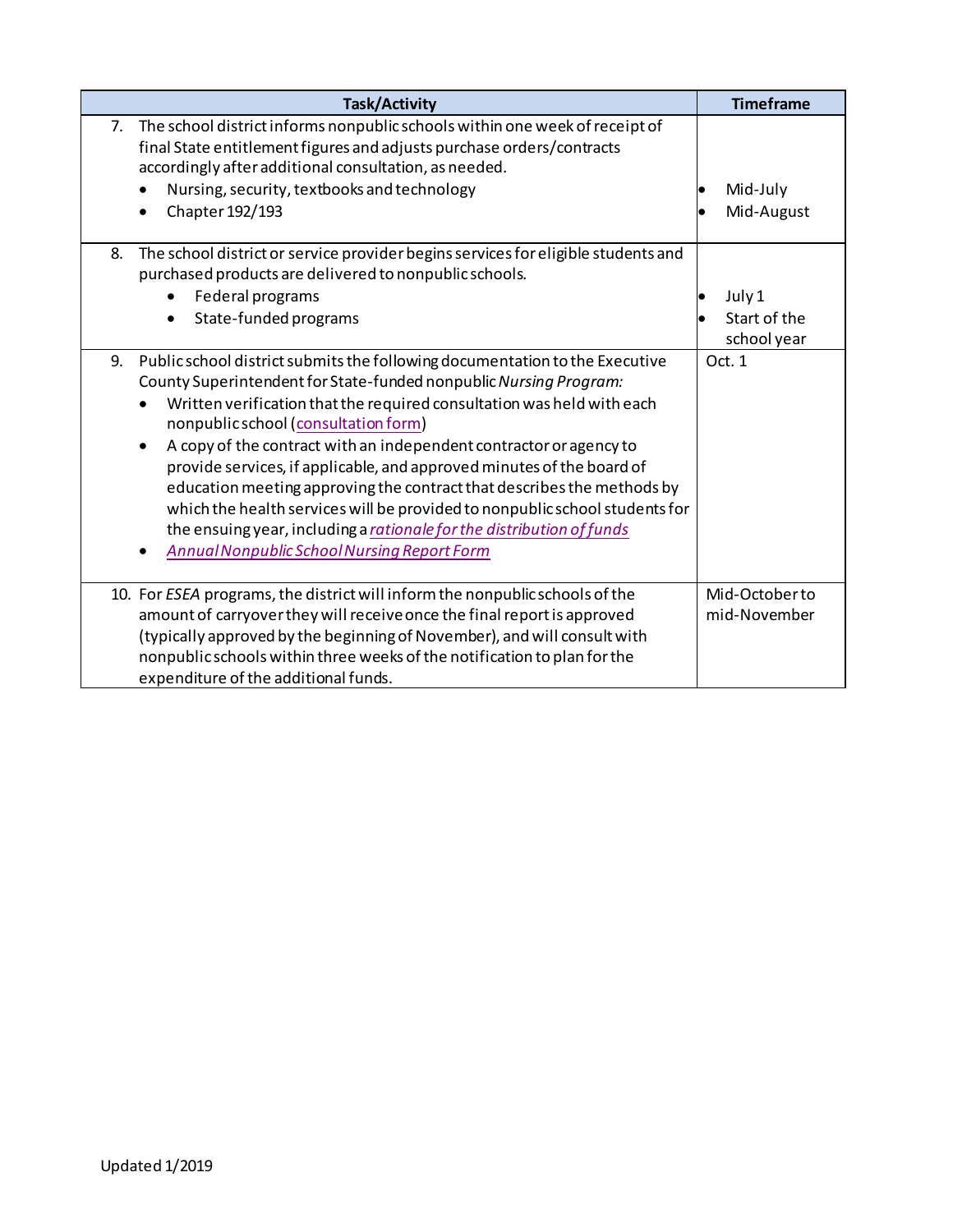| Task/Activity | Timeframe |
|---|---|
| 7. The school district informs nonpublic schools within one week of receipt of final State entitlement figures and adjusts purchase orders/contracts accordingly after additional consultation, as needed.<br>• Nursing, security, textbooks and technology<br>• Chapter 192/193 | • Mid-July<br>• Mid-August |
| 8. The school district or service provider begins services for eligible students and purchased products are delivered to nonpublic schools.<br>• Federal programs<br>• State-funded programs | • July 1<br>• Start of the school year |
| 9. Public school district submits the following documentation to the Executive County Superintendent for State-funded nonpublic *Nursing Program:*<br>• Written verification that the required consultation was held with each nonpublic school (consultation form)<br>• A copy of the contract with an independent contractor or agency to provide services, if applicable, and approved minutes of the board of education meeting approving the contract that describes the methods by which the health services will be provided to nonpublic school students for the ensuing year, including a *rationale for the distribution of funds*<br>• *Annual Nonpublic School Nursing Report Form* | Oct. 1 |
| 10. For *ESEA* programs, the district will inform the nonpublic schools of the amount of carryover they will receive once the final report is approved (typically approved by the beginning of November), and will consult with nonpublic schools within three weeks of the notification to plan for the expenditure of the additional funds. | Mid-October to mid-November |

Updated 1/2019